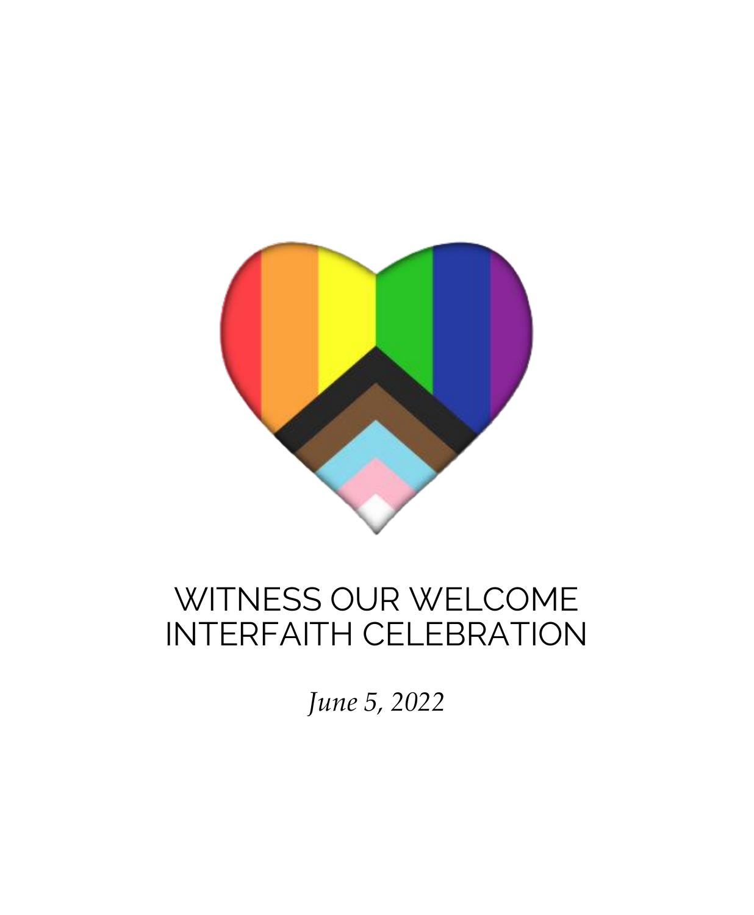# WITNESS OUR WELCOME INTERFAITH CELEBRATION

*June 5, 2022*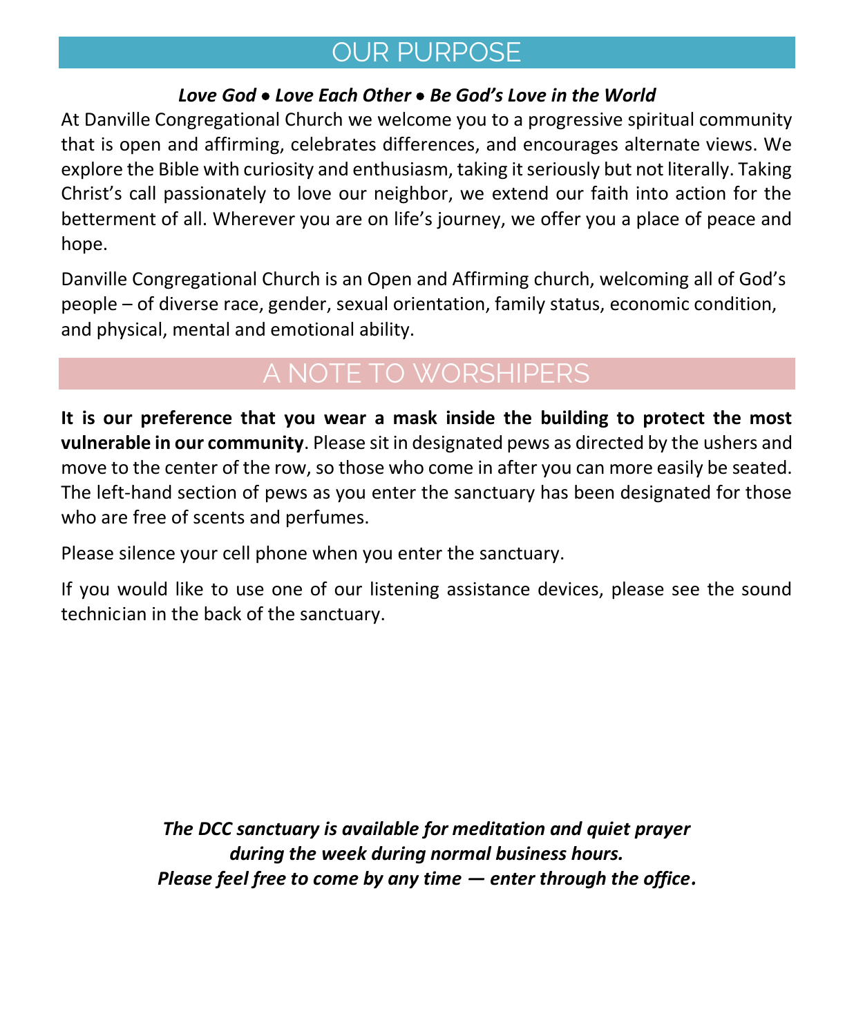## OUR PURPOSE

***Love God • Love Each Other • Be God's Love in the World***

At Danville Congregational Church we welcome you to a progressive spiritual community that is open and affirming, celebrates differences, and encourages alternate views. We explore the Bible with curiosity and enthusiasm, taking it seriously but not literally. Taking Christ's call passionately to love our neighbor, we extend our faith into action for the betterment of all. Wherever you are on life's journey, we offer you a place of peace and hope.

Danville Congregational Church is an Open and Affirming church, welcoming all of God's people – of diverse race, gender, sexual orientation, family status, economic condition, and physical, mental and emotional ability.

## A NOTE TO WORSHIPERS

**It is our preference that you wear a mask inside the building to protect the most vulnerable in our community**. Please sit in designated pews as directed by the ushers and move to the center of the row, so those who come in after you can more easily be seated. The left-hand section of pews as you enter the sanctuary has been designated for those who are free of scents and perfumes.

Please silence your cell phone when you enter the sanctuary.

If you would like to use one of our listening assistance devices, please see the sound technician in the back of the sanctuary.

***The DCC sanctuary is available for meditation and quiet prayer during the week during normal business hours. Please feel free to come by any time — enter through the office.***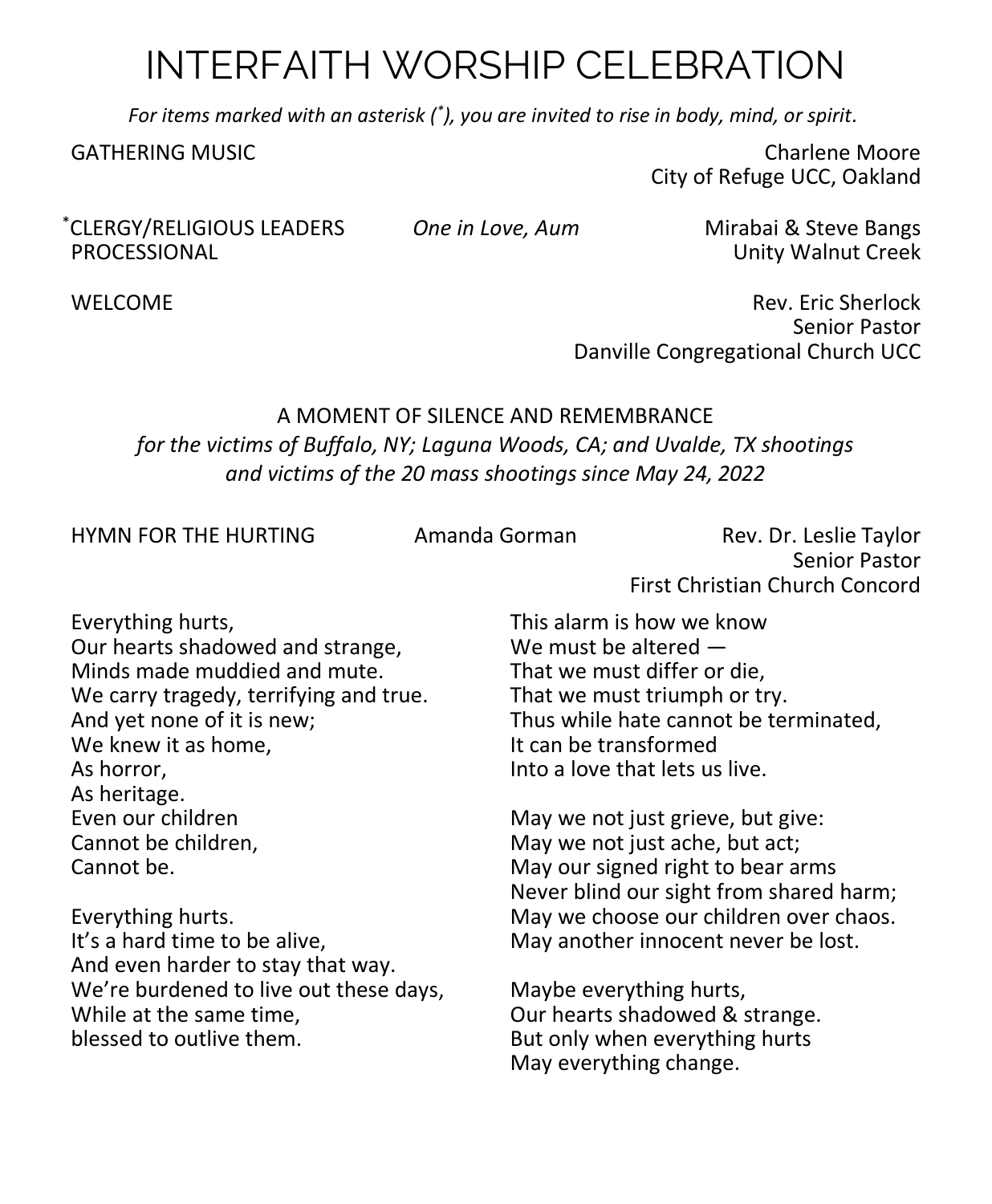# INTERFAITH WORSHIP CELEBRATION

*For items marked with an asterisk (*), you are invited to rise in body, mind, or spirit.*

GATHERING MUSIC — Charlene Moore, City of Refuge UCC, Oakland

*CLERGY/RELIGIOUS LEADERS PROCESSIONAL — *One in Love, Aum* — Mirabai & Steve Bangs, Unity Walnut Creek

WELCOME — Rev. Eric Sherlock, Senior Pastor, Danville Congregational Church UCC

A MOMENT OF SILENCE AND REMEMBRANCE

*for the victims of Buffalo, NY; Laguna Woods, CA; and Uvalde, TX shootings and victims of the 20 mass shootings since May 24, 2022*

HYMN FOR THE HURTING — Amanda Gorman — Rev. Dr. Leslie Taylor, Senior Pastor, First Christian Church Concord

Everything hurts,
Our hearts shadowed and strange,
Minds made muddied and mute.
We carry tragedy, terrifying and true.
And yet none of it is new;
We knew it as home,
As horror,
As heritage.
Even our children
Cannot be children,
Cannot be.

Everything hurts.
It's a hard time to be alive,
And even harder to stay that way.
We're burdened to live out these days,
While at the same time,
blessed to outlive them.

This alarm is how we know
We must be altered —
That we must differ or die,
That we must triumph or try.
Thus while hate cannot be terminated,
It can be transformed
Into a love that lets us live.

May we not just grieve, but give:
May we not just ache, but act;
May our signed right to bear arms
Never blind our sight from shared harm;
May we choose our children over chaos.
May another innocent never be lost.

Maybe everything hurts,
Our hearts shadowed & strange.
But only when everything hurts
May everything change.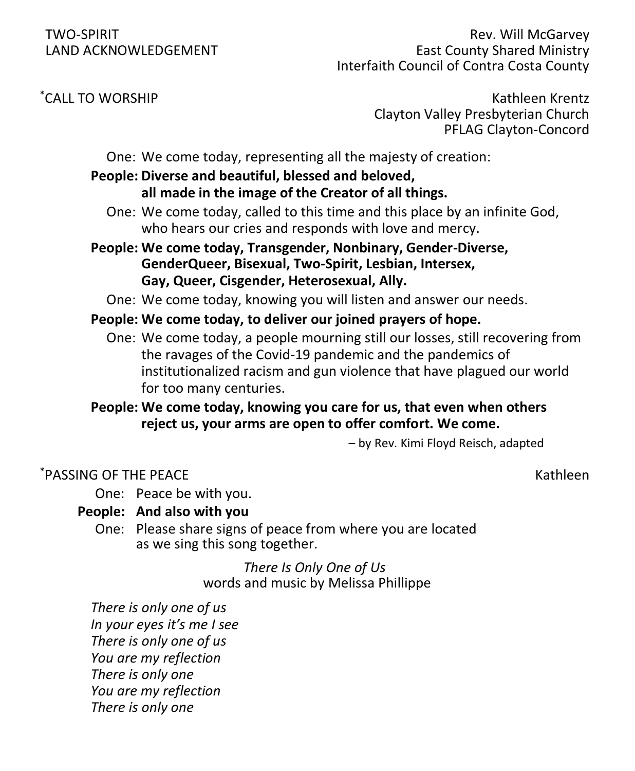TWO-SPIRIT
LAND ACKNOWLEDGEMENT

Rev. Will McGarvey
East County Shared Ministry
Interfaith Council of Contra Costa County

*CALL TO WORSHIP

Kathleen Krentz
Clayton Valley Presbyterian Church
PFLAG Clayton-Concord

One: We come today, representing all the majesty of creation:

**People: Diverse and beautiful, blessed and beloved,
all made in the image of the Creator of all things.**

One: We come today, called to this time and this place by an infinite God, who hears our cries and responds with love and mercy.

**People: We come today, Transgender, Nonbinary, Gender-Diverse, GenderQueer, Bisexual, Two-Spirit, Lesbian, Intersex, Gay, Queer, Cisgender, Heterosexual, Ally.**

One: We come today, knowing you will listen and answer our needs.

**People: We come today, to deliver our joined prayers of hope.**

One: We come today, a people mourning still our losses, still recovering from the ravages of the Covid-19 pandemic and the pandemics of institutionalized racism and gun violence that have plagued our world for too many centuries.

**People: We come today, knowing you care for us, that even when others reject us, your arms are open to offer comfort. We come.**

– by Rev. Kimi Floyd Reisch, adapted

*PASSING OF THE PEACE

Kathleen

One: Peace be with you.

**People: And also with you**

One: Please share signs of peace from where you are located as we sing this song together.

*There Is Only One of Us*
words and music by Melissa Phillippe

*There is only one of us*
*In your eyes it's me I see*
*There is only one of us*
*You are my reflection*
*There is only one*
*You are my reflection*
*There is only one*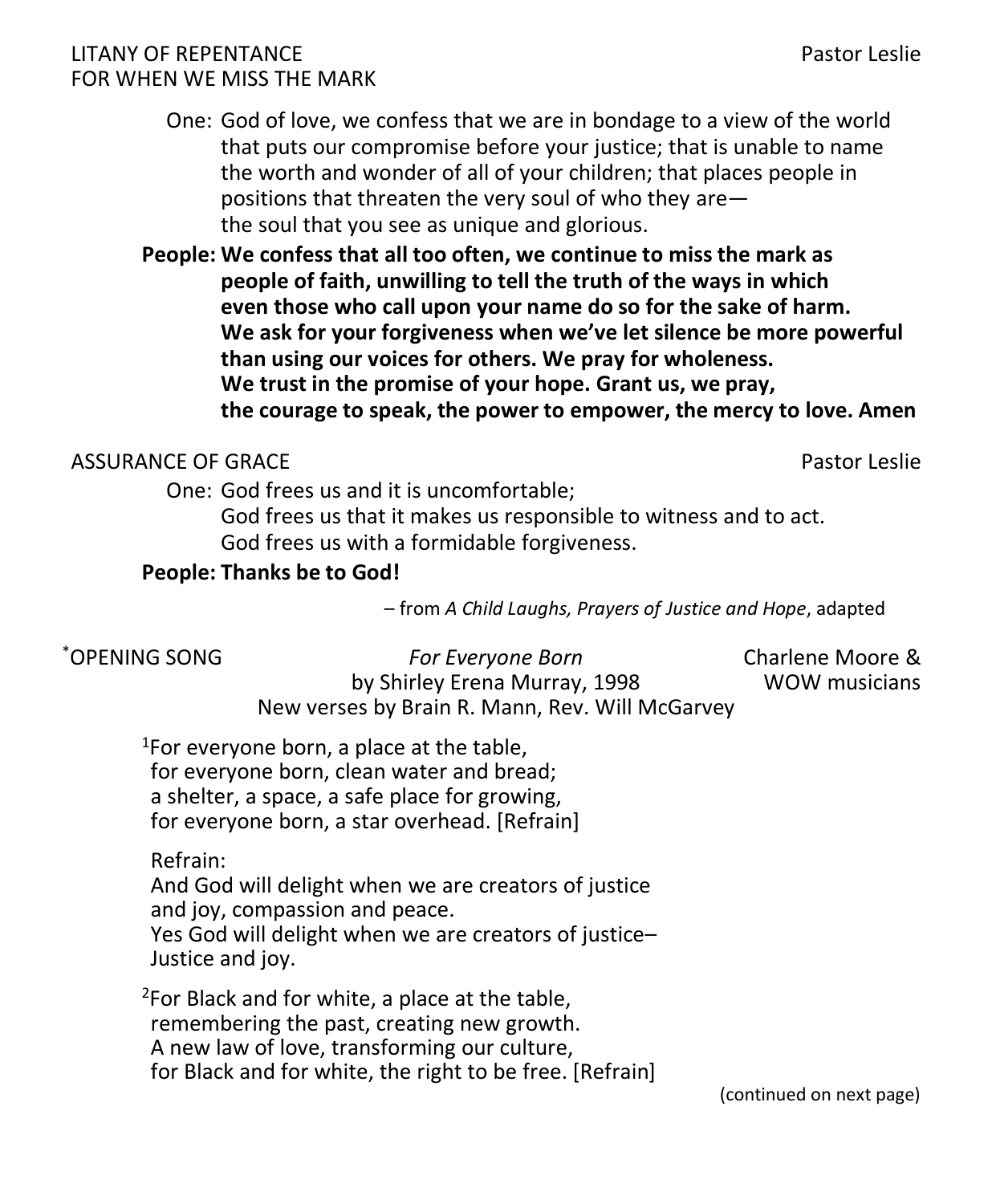LITANY OF REPENTANCE FOR WHEN WE MISS THE MARK — Pastor Leslie

One: God of love, we confess that we are in bondage to a view of the world that puts our compromise before your justice; that is unable to name the worth and wonder of all of your children; that places people in positions that threaten the very soul of who they are— the soul that you see as unique and glorious.

**People: We confess that all too often, we continue to miss the mark as people of faith, unwilling to tell the truth of the ways in which even those who call upon your name do so for the sake of harm. We ask for your forgiveness when we've let silence be more powerful than using our voices for others. We pray for wholeness. We trust in the promise of your hope. Grant us, we pray, the courage to speak, the power to empower, the mercy to love. Amen**

ASSURANCE OF GRACE — Pastor Leslie

One: God frees us and it is uncomfortable;
God frees us that it makes us responsible to witness and to act.
God frees us with a formidable forgiveness.

**People: Thanks be to God!**

– from *A Child Laughs, Prayers of Justice and Hope*, adapted

*OPENING SONG — *For Everyone Born* — Charlene Moore & WOW musicians
by Shirley Erena Murray, 1998
New verses by Brain R. Mann, Rev. Will McGarvey

1 For everyone born, a place at the table,
for everyone born, clean water and bread;
a shelter, a space, a safe place for growing,
for everyone born, a star overhead. [Refrain]

Refrain:
And God will delight when we are creators of justice
and joy, compassion and peace.
Yes God will delight when we are creators of justice–
Justice and joy.

2 For Black and for white, a place at the table,
remembering the past, creating new growth.
A new law of love, transforming our culture,
for Black and for white, the right to be free. [Refrain]

(continued on next page)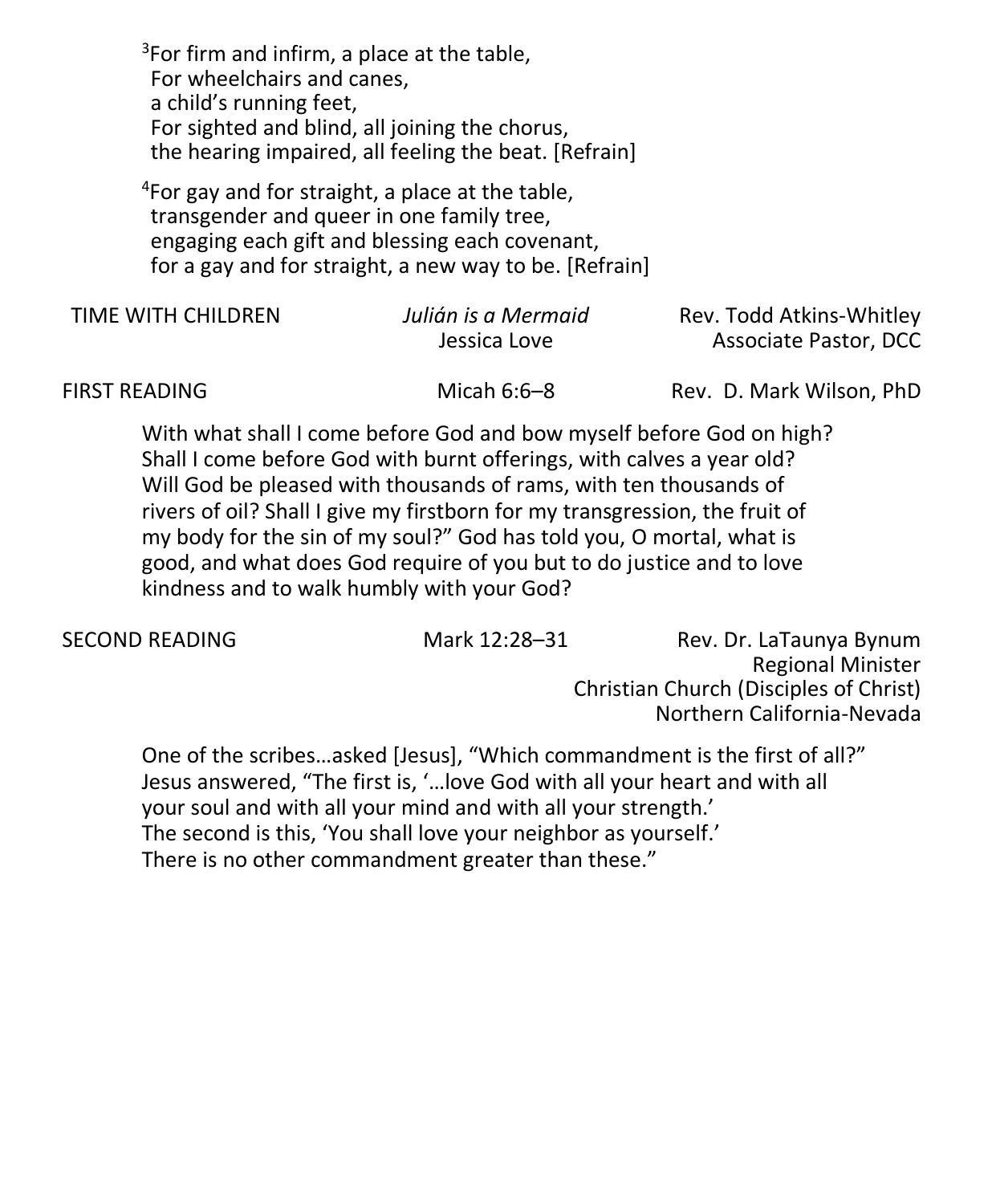[3]For firm and infirm, a place at the table,
For wheelchairs and canes,
a child's running feet,
For sighted and blind, all joining the chorus,
the hearing impaired, all feeling the beat. [Refrain]

[4]For gay and for straight, a place at the table,
transgender and queer in one family tree,
engaging each gift and blessing each covenant,
for a gay and for straight, a new way to be. [Refrain]

TIME WITH CHILDREN — *Julián is a Mermaid*, Jessica Love — Rev. Todd Atkins-Whitley, Associate Pastor, DCC

FIRST READING — Micah 6:6–8 — Rev. D. Mark Wilson, PhD

With what shall I come before God and bow myself before God on high? Shall I come before God with burnt offerings, with calves a year old? Will God be pleased with thousands of rams, with ten thousands of rivers of oil? Shall I give my firstborn for my transgression, the fruit of my body for the sin of my soul?" God has told you, O mortal, what is good, and what does God require of you but to do justice and to love kindness and to walk humbly with your God?

SECOND READING — Mark 12:28–31 — Rev. Dr. LaTaunya Bynum, Regional Minister, Christian Church (Disciples of Christ) Northern California-Nevada

One of the scribes…asked [Jesus], "Which commandment is the first of all?" Jesus answered, "The first is, '…love God with all your heart and with all your soul and with all your mind and with all your strength.'
The second is this, 'You shall love your neighbor as yourself.'
There is no other commandment greater than these."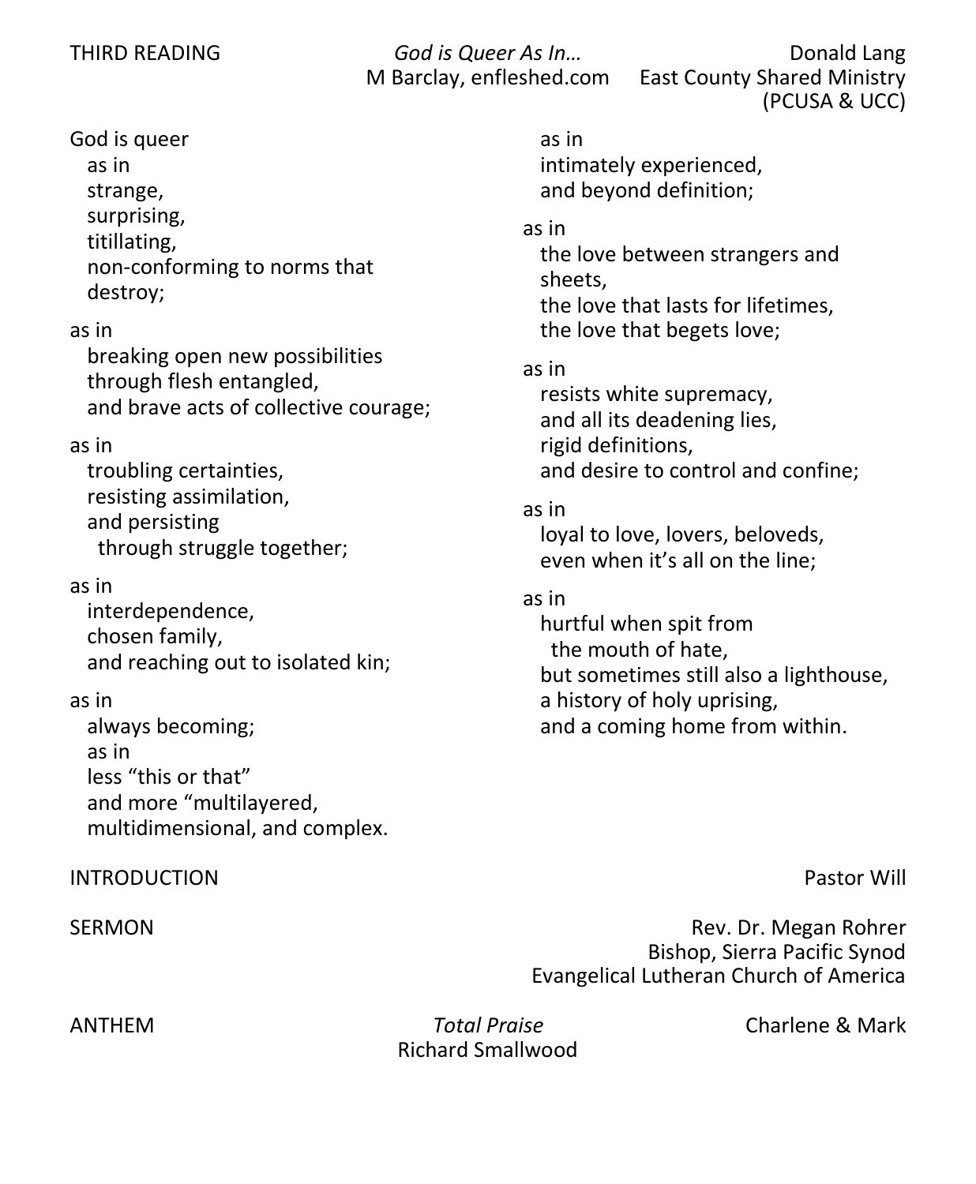THIRD READING — *God is Queer As In…* — Donald Lang
M Barclay, enfleshed.com — East County Shared Ministry (PCUSA & UCC)

God is queer
  as in
  strange,
  surprising,
  titillating,
  non-conforming to norms that destroy;

as in
  breaking open new possibilities
  through flesh entangled,
  and brave acts of collective courage;

as in
  troubling certainties,
  resisting assimilation,
  and persisting
    through struggle together;

as in
  interdependence,
  chosen family,
  and reaching out to isolated kin;

as in
  always becoming;
  as in
  less "this or that"
  and more "multilayered,
  multidimensional, and complex.
  as in
  intimately experienced,
  and beyond definition;

as in
  the love between strangers and sheets,
  the love that lasts for lifetimes,
  the love that begets love;

as in
  resists white supremacy,
  and all its deadening lies,
  rigid definitions,
  and desire to control and confine;

as in
  loyal to love, lovers, beloveds,
  even when it's all on the line;

as in
  hurtful when spit from
    the mouth of hate,
  but sometimes still also a lighthouse,
  a history of holy uprising,
  and a coming home from within.

INTRODUCTION — Pastor Will

SERMON — Rev. Dr. Megan Rohrer
Bishop, Sierra Pacific Synod
Evangelical Lutheran Church of America

ANTHEM — *Total Praise* — Charlene & Mark
Richard Smallwood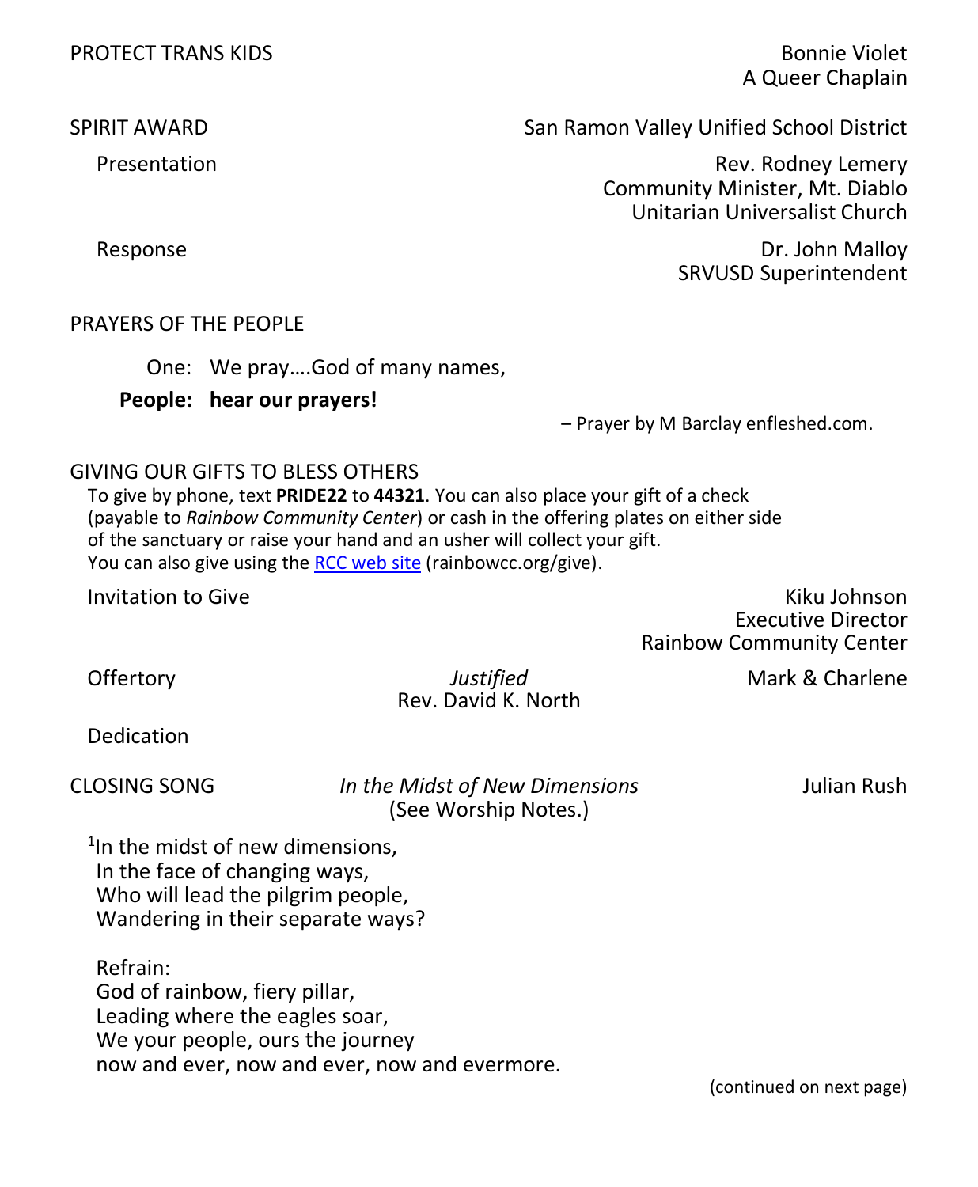PROTECT TRANS KIDS — Bonnie Violet, A Queer Chaplain

SPIRIT AWARD — San Ramon Valley Unified School District

Presentation — Rev. Rodney Lemery, Community Minister, Mt. Diablo Unitarian Universalist Church

Response — Dr. John Malloy, SRVUSD Superintendent

PRAYERS OF THE PEOPLE

One: We pray….God of many names,

**People: hear our prayers!**

– Prayer by M Barclay enfleshed.com.

GIVING OUR GIFTS TO BLESS OTHERS

To give by phone, text **PRIDE22** to **44321**. You can also place your gift of a check (payable to *Rainbow Community Center*) or cash in the offering plates on either side of the sanctuary or raise your hand and an usher will collect your gift. You can also give using the RCC web site (rainbowcc.org/give).

Invitation to Give — Kiku Johnson, Executive Director, Rainbow Community Center

Offertory — *Justified*, Rev. David K. North — Mark & Charlene

Dedication

CLOSING SONG — *In the Midst of New Dimensions* (See Worship Notes.) — Julian Rush

[1]In the midst of new dimensions,
In the face of changing ways,
Who will lead the pilgrim people,
Wandering in their separate ways?

Refrain:
God of rainbow, fiery pillar,
Leading where the eagles soar,
We your people, ours the journey
now and ever, now and ever, now and evermore.

(continued on next page)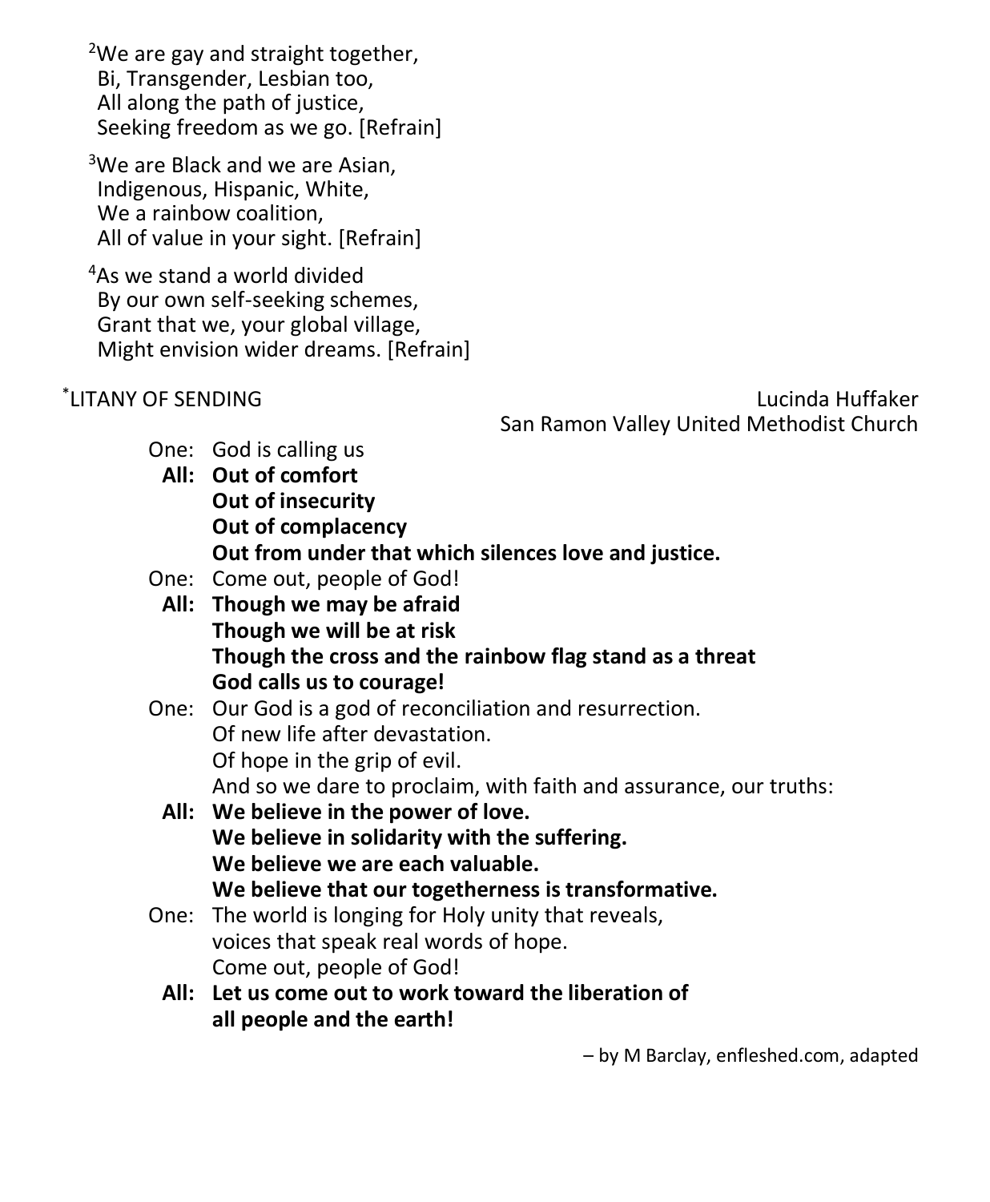[2]We are gay and straight together,
Bi, Transgender, Lesbian too,
All along the path of justice,
Seeking freedom as we go. [Refrain]

[3]We are Black and we are Asian,
Indigenous, Hispanic, White,
We a rainbow coalition,
All of value in your sight. [Refrain]

[4]As we stand a world divided
By our own self-seeking schemes,
Grant that we, your global village,
Might envision wider dreams. [Refrain]

*LITANY OF SENDING — Lucinda Huffaker, San Ramon Valley United Methodist Church

One: God is calling us
**All: Out of comfort**
**Out of insecurity**
**Out of complacency**
**Out from under that which silences love and justice.**

One: Come out, people of God!
**All: Though we may be afraid**
**Though we will be at risk**
**Though the cross and the rainbow flag stand as a threat**
**God calls us to courage!**

One: Our God is a god of reconciliation and resurrection.
Of new life after devastation.
Of hope in the grip of evil.
And so we dare to proclaim, with faith and assurance, our truths:
**All: We believe in the power of love.**
**We believe in solidarity with the suffering.**
**We believe we are each valuable.**
**We believe that our togetherness is transformative.**

One: The world is longing for Holy unity that reveals,
voices that speak real words of hope.
Come out, people of God!
**All: Let us come out to work toward the liberation of all people and the earth!**

– by M Barclay, enfleshed.com, adapted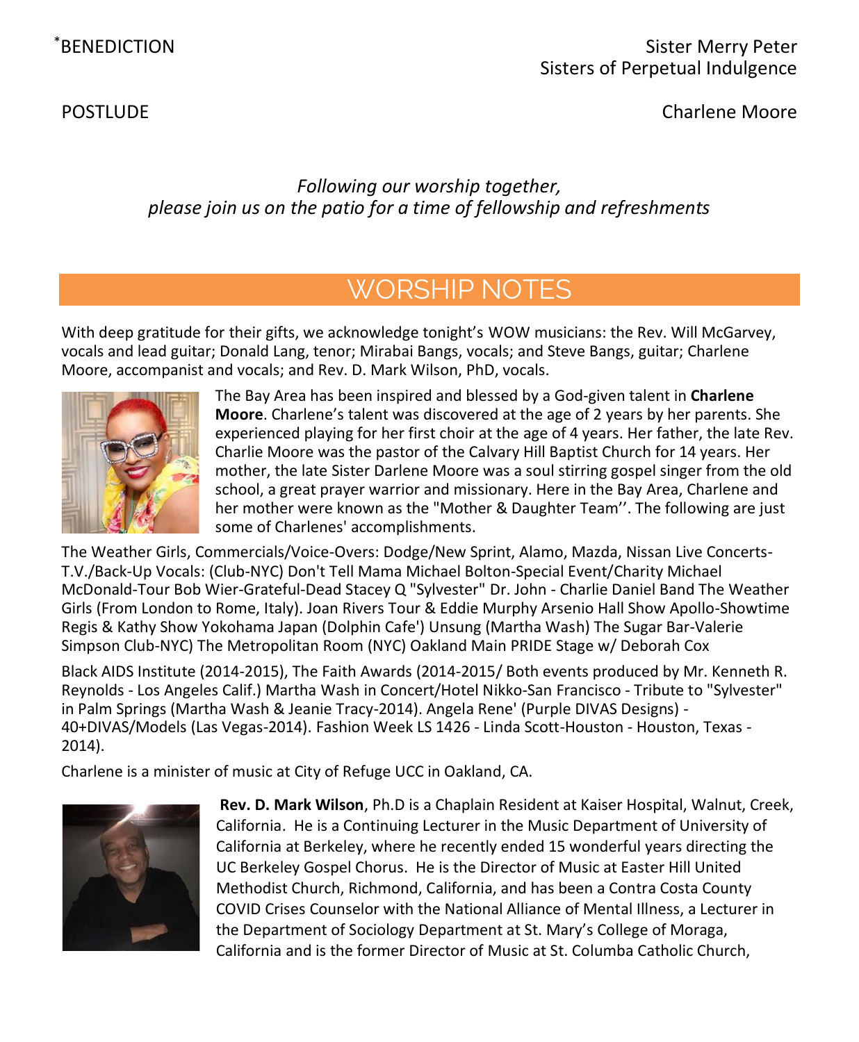*BENEDICTION Sister Merry Peter
Sisters of Perpetual Indulgence

POSTLUDE Charlene Moore

*Following our worship together,*
*please join us on the patio for a time of fellowship and refreshments*

## WORSHIP NOTES

With deep gratitude for their gifts, we acknowledge tonight's WOW musicians: the Rev. Will McGarvey, vocals and lead guitar; Donald Lang, tenor; Mirabai Bangs, vocals; and Steve Bangs, guitar; Charlene Moore, accompanist and vocals; and Rev. D. Mark Wilson, PhD, vocals.

The Bay Area has been inspired and blessed by a God-given talent in **Charlene Moore**. Charlene's talent was discovered at the age of 2 years by her parents. She experienced playing for her first choir at the age of 4 years. Her father, the late Rev. Charlie Moore was the pastor of the Calvary Hill Baptist Church for 14 years. Her mother, the late Sister Darlene Moore was a soul stirring gospel singer from the old school, a great prayer warrior and missionary. Here in the Bay Area, Charlene and her mother were known as the "Mother & Daughter Team''. The following are just some of Charlenes' accomplishments.

The Weather Girls, Commercials/Voice-Overs: Dodge/New Sprint, Alamo, Mazda, Nissan Live Concerts-T.V./Back-Up Vocals: (Club-NYC) Don't Tell Mama Michael Bolton-Special Event/Charity Michael McDonald-Tour Bob Wier-Grateful-Dead Stacey Q "Sylvester" Dr. John - Charlie Daniel Band The Weather Girls (From London to Rome, Italy). Joan Rivers Tour & Eddie Murphy Arsenio Hall Show Apollo-Showtime Regis & Kathy Show Yokohama Japan (Dolphin Cafe') Unsung (Martha Wash) The Sugar Bar-Valerie Simpson Club-NYC) The Metropolitan Room (NYC) Oakland Main PRIDE Stage w/ Deborah Cox

Black AIDS Institute (2014-2015), The Faith Awards (2014-2015/ Both events produced by Mr. Kenneth R. Reynolds - Los Angeles Calif.) Martha Wash in Concert/Hotel Nikko-San Francisco - Tribute to "Sylvester" in Palm Springs (Martha Wash & Jeanie Tracy-2014). Angela Rene' (Purple DIVAS Designs) - 40+DIVAS/Models (Las Vegas-2014). Fashion Week LS 1426 - Linda Scott-Houston - Houston, Texas - 2014).

Charlene is a minister of music at City of Refuge UCC in Oakland, CA.

**Rev. D. Mark Wilson**, Ph.D is a Chaplain Resident at Kaiser Hospital, Walnut, Creek, California. He is a Continuing Lecturer in the Music Department of University of California at Berkeley, where he recently ended 15 wonderful years directing the UC Berkeley Gospel Chorus. He is the Director of Music at Easter Hill United Methodist Church, Richmond, California, and has been a Contra Costa County COVID Crises Counselor with the National Alliance of Mental Illness, a Lecturer in the Department of Sociology Department at St. Mary's College of Moraga, California and is the former Director of Music at St. Columba Catholic Church,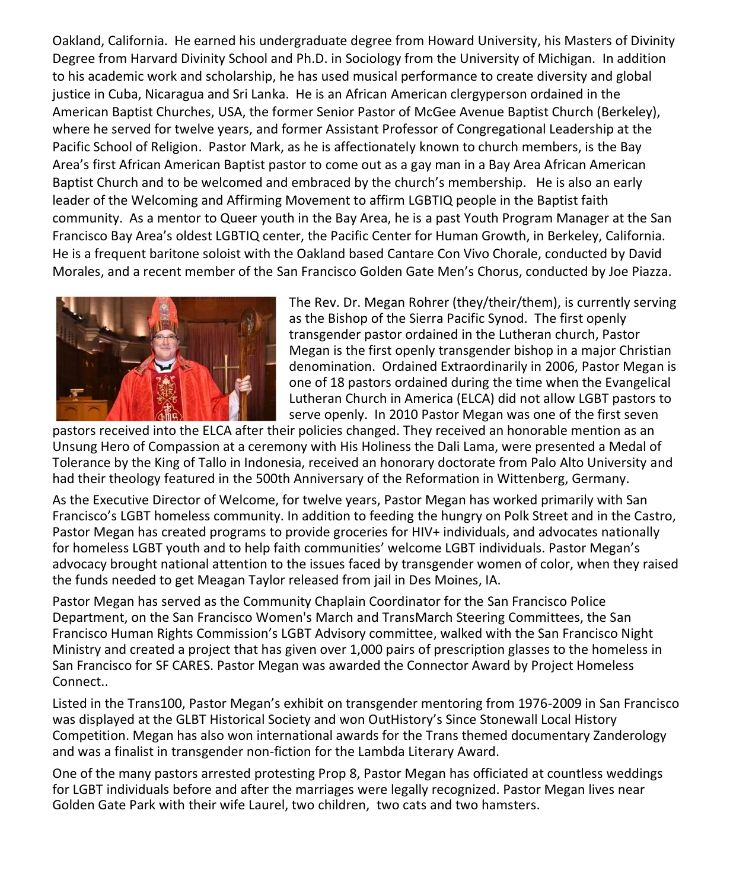Oakland, California. He earned his undergraduate degree from Howard University, his Masters of Divinity Degree from Harvard Divinity School and Ph.D. in Sociology from the University of Michigan. In addition to his academic work and scholarship, he has used musical performance to create diversity and global justice in Cuba, Nicaragua and Sri Lanka. He is an African American clergyperson ordained in the American Baptist Churches, USA, the former Senior Pastor of McGee Avenue Baptist Church (Berkeley), where he served for twelve years, and former Assistant Professor of Congregational Leadership at the Pacific School of Religion. Pastor Mark, as he is affectionately known to church members, is the Bay Area's first African American Baptist pastor to come out as a gay man in a Bay Area African American Baptist Church and to be welcomed and embraced by the church's membership. He is also an early leader of the Welcoming and Affirming Movement to affirm LGBTIQ people in the Baptist faith community. As a mentor to Queer youth in the Bay Area, he is a past Youth Program Manager at the San Francisco Bay Area's oldest LGBTIQ center, the Pacific Center for Human Growth, in Berkeley, California. He is a frequent baritone soloist with the Oakland based Cantare Con Vivo Chorale, conducted by David Morales, and a recent member of the San Francisco Golden Gate Men's Chorus, conducted by Joe Piazza.

The Rev. Dr. Megan Rohrer (they/their/them), is currently serving as the Bishop of the Sierra Pacific Synod. The first openly transgender pastor ordained in the Lutheran church, Pastor Megan is the first openly transgender bishop in a major Christian denomination. Ordained Extraordinarily in 2006, Pastor Megan is one of 18 pastors ordained during the time when the Evangelical Lutheran Church in America (ELCA) did not allow LGBT pastors to serve openly. In 2010 Pastor Megan was one of the first seven pastors received into the ELCA after their policies changed. They received an honorable mention as an Unsung Hero of Compassion at a ceremony with His Holiness the Dali Lama, were presented a Medal of Tolerance by the King of Tallo in Indonesia, received an honorary doctorate from Palo Alto University and had their theology featured in the 500th Anniversary of the Reformation in Wittenberg, Germany.

As the Executive Director of Welcome, for twelve years, Pastor Megan has worked primarily with San Francisco's LGBT homeless community. In addition to feeding the hungry on Polk Street and in the Castro, Pastor Megan has created programs to provide groceries for HIV+ individuals, and advocates nationally for homeless LGBT youth and to help faith communities' welcome LGBT individuals. Pastor Megan's advocacy brought national attention to the issues faced by transgender women of color, when they raised the funds needed to get Meagan Taylor released from jail in Des Moines, IA.

Pastor Megan has served as the Community Chaplain Coordinator for the San Francisco Police Department, on the San Francisco Women's March and TransMarch Steering Committees, the San Francisco Human Rights Commission's LGBT Advisory committee, walked with the San Francisco Night Ministry and created a project that has given over 1,000 pairs of prescription glasses to the homeless in San Francisco for SF CARES. Pastor Megan was awarded the Connector Award by Project Homeless Connect..

Listed in the Trans100, Pastor Megan's exhibit on transgender mentoring from 1976-2009 in San Francisco was displayed at the GLBT Historical Society and won OutHistory's Since Stonewall Local History Competition. Megan has also won international awards for the Trans themed documentary Zanderology and was a finalist in transgender non-fiction for the Lambda Literary Award.

One of the many pastors arrested protesting Prop 8, Pastor Megan has officiated at countless weddings for LGBT individuals before and after the marriages were legally recognized. Pastor Megan lives near Golden Gate Park with their wife Laurel, two children, two cats and two hamsters.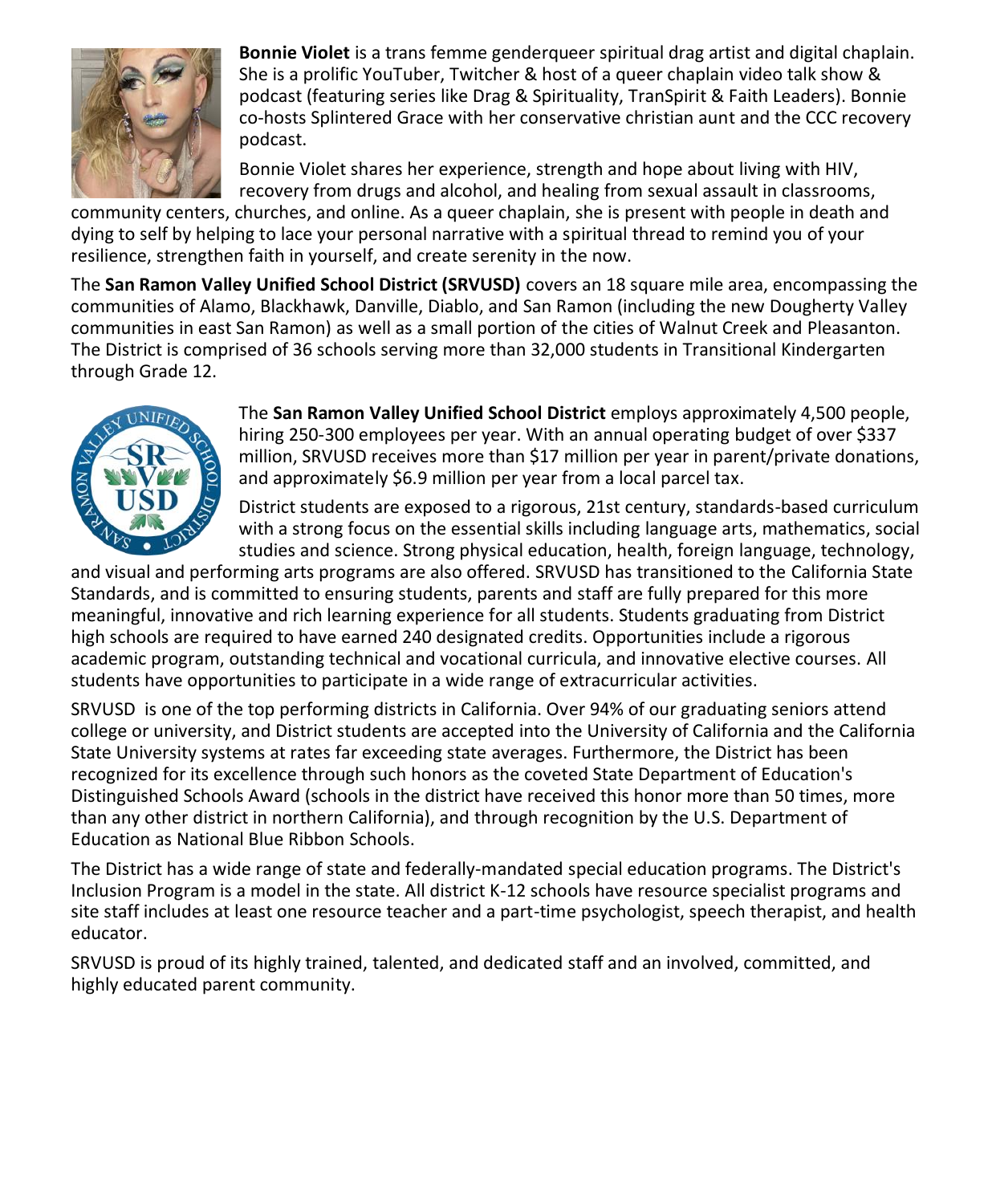**Bonnie Violet** is a trans femme genderqueer spiritual drag artist and digital chaplain. She is a prolific YouTuber, Twitcher & host of a queer chaplain video talk show & podcast (featuring series like Drag & Spirituality, TranSpirit & Faith Leaders). Bonnie co-hosts Splintered Grace with her conservative christian aunt and the CCC recovery podcast.

Bonnie Violet shares her experience, strength and hope about living with HIV, recovery from drugs and alcohol, and healing from sexual assault in classrooms, community centers, churches, and online. As a queer chaplain, she is present with people in death and dying to self by helping to lace your personal narrative with a spiritual thread to remind you of your resilience, strengthen faith in yourself, and create serenity in the now.

The **San Ramon Valley Unified School District (SRVUSD)** covers an 18 square mile area, encompassing the communities of Alamo, Blackhawk, Danville, Diablo, and San Ramon (including the new Dougherty Valley communities in east San Ramon) as well as a small portion of the cities of Walnut Creek and Pleasanton. The District is comprised of 36 schools serving more than 32,000 students in Transitional Kindergarten through Grade 12.

The **San Ramon Valley Unified School District** employs approximately 4,500 people, hiring 250-300 employees per year. With an annual operating budget of over $337 million, SRVUSD receives more than $17 million per year in parent/private donations, and approximately $6.9 million per year from a local parcel tax.

District students are exposed to a rigorous, 21st century, standards-based curriculum with a strong focus on the essential skills including language arts, mathematics, social studies and science. Strong physical education, health, foreign language, technology, and visual and performing arts programs are also offered. SRVUSD has transitioned to the California State Standards, and is committed to ensuring students, parents and staff are fully prepared for this more meaningful, innovative and rich learning experience for all students. Students graduating from District high schools are required to have earned 240 designated credits. Opportunities include a rigorous academic program, outstanding technical and vocational curricula, and innovative elective courses. All students have opportunities to participate in a wide range of extracurricular activities.

SRVUSD is one of the top performing districts in California. Over 94% of our graduating seniors attend college or university, and District students are accepted into the University of California and the California State University systems at rates far exceeding state averages. Furthermore, the District has been recognized for its excellence through such honors as the coveted State Department of Education's Distinguished Schools Award (schools in the district have received this honor more than 50 times, more than any other district in northern California), and through recognition by the U.S. Department of Education as National Blue Ribbon Schools.

The District has a wide range of state and federally-mandated special education programs. The District's Inclusion Program is a model in the state. All district K-12 schools have resource specialist programs and site staff includes at least one resource teacher and a part-time psychologist, speech therapist, and health educator.

SRVUSD is proud of its highly trained, talented, and dedicated staff and an involved, committed, and highly educated parent community.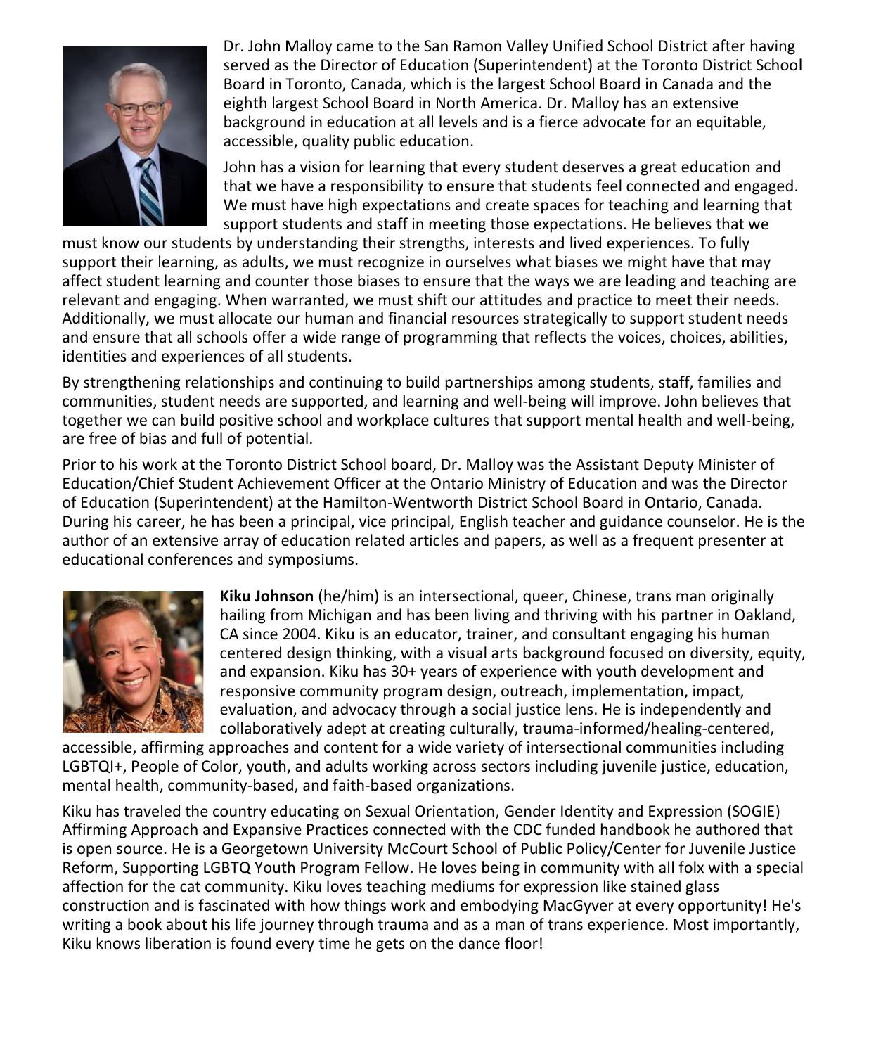Dr. John Malloy came to the San Ramon Valley Unified School District after having served as the Director of Education (Superintendent) at the Toronto District School Board in Toronto, Canada, which is the largest School Board in Canada and the eighth largest School Board in North America. Dr. Malloy has an extensive background in education at all levels and is a fierce advocate for an equitable, accessible, quality public education.

John has a vision for learning that every student deserves a great education and that we have a responsibility to ensure that students feel connected and engaged. We must have high expectations and create spaces for teaching and learning that support students and staff in meeting those expectations. He believes that we must know our students by understanding their strengths, interests and lived experiences. To fully support their learning, as adults, we must recognize in ourselves what biases we might have that may affect student learning and counter those biases to ensure that the ways we are leading and teaching are relevant and engaging. When warranted, we must shift our attitudes and practice to meet their needs. Additionally, we must allocate our human and financial resources strategically to support student needs and ensure that all schools offer a wide range of programming that reflects the voices, choices, abilities, identities and experiences of all students.

By strengthening relationships and continuing to build partnerships among students, staff, families and communities, student needs are supported, and learning and well-being will improve. John believes that together we can build positive school and workplace cultures that support mental health and well-being, are free of bias and full of potential.

Prior to his work at the Toronto District School board, Dr. Malloy was the Assistant Deputy Minister of Education/Chief Student Achievement Officer at the Ontario Ministry of Education and was the Director of Education (Superintendent) at the Hamilton-Wentworth District School Board in Ontario, Canada. During his career, he has been a principal, vice principal, English teacher and guidance counselor. He is the author of an extensive array of education related articles and papers, as well as a frequent presenter at educational conferences and symposiums.

**Kiku Johnson** (he/him) is an intersectional, queer, Chinese, trans man originally hailing from Michigan and has been living and thriving with his partner in Oakland, CA since 2004. Kiku is an educator, trainer, and consultant engaging his human centered design thinking, with a visual arts background focused on diversity, equity, and expansion. Kiku has 30+ years of experience with youth development and responsive community program design, outreach, implementation, impact, evaluation, and advocacy through a social justice lens. He is independently and collaboratively adept at creating culturally, trauma-informed/healing-centered, accessible, affirming approaches and content for a wide variety of intersectional communities including LGBTQI+, People of Color, youth, and adults working across sectors including juvenile justice, education, mental health, community-based, and faith-based organizations.

Kiku has traveled the country educating on Sexual Orientation, Gender Identity and Expression (SOGIE) Affirming Approach and Expansive Practices connected with the CDC funded handbook he authored that is open source. He is a Georgetown University McCourt School of Public Policy/Center for Juvenile Justice Reform, Supporting LGBTQ Youth Program Fellow. He loves being in community with all folx with a special affection for the cat community. Kiku loves teaching mediums for expression like stained glass construction and is fascinated with how things work and embodying MacGyver at every opportunity! He's writing a book about his life journey through trauma and as a man of trans experience. Most importantly, Kiku knows liberation is found every time he gets on the dance floor!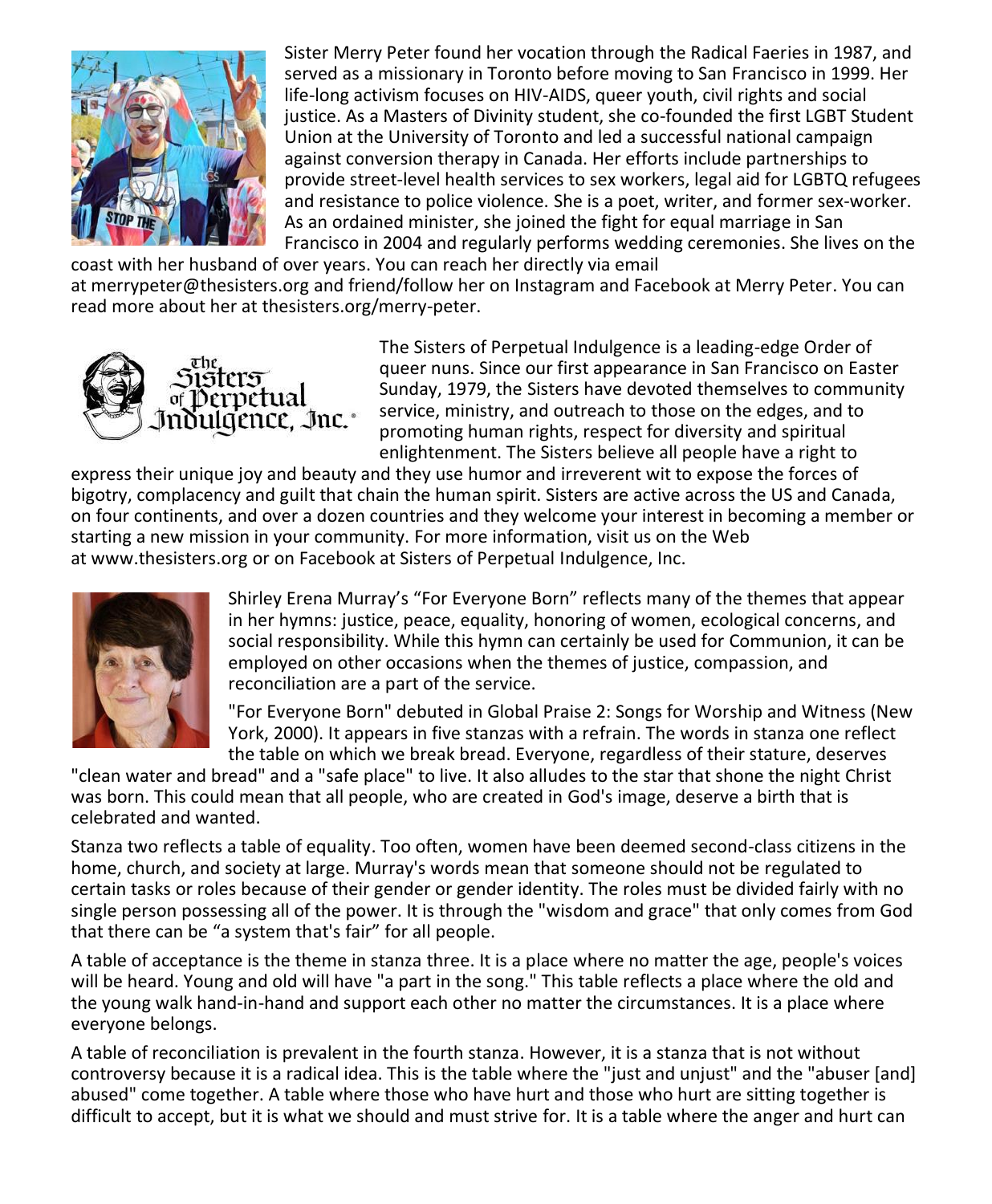Sister Merry Peter found her vocation through the Radical Faeries in 1987, and served as a missionary in Toronto before moving to San Francisco in 1999. Her life-long activism focuses on HIV-AIDS, queer youth, civil rights and social justice. As a Masters of Divinity student, she co-founded the first LGBT Student Union at the University of Toronto and led a successful national campaign against conversion therapy in Canada. Her efforts include partnerships to provide street-level health services to sex workers, legal aid for LGBTQ refugees and resistance to police violence. She is a poet, writer, and former sex-worker. As an ordained minister, she joined the fight for equal marriage in San Francisco in 2004 and regularly performs wedding ceremonies. She lives on the coast with her husband of over years. You can reach her directly via email at merrypeter@thesisters.org and friend/follow her on Instagram and Facebook at Merry Peter. You can read more about her at thesisters.org/merry-peter.

The Sisters of Perpetual Indulgence is a leading-edge Order of queer nuns. Since our first appearance in San Francisco on Easter Sunday, 1979, the Sisters have devoted themselves to community service, ministry, and outreach to those on the edges, and to promoting human rights, respect for diversity and spiritual enlightenment. The Sisters believe all people have a right to express their unique joy and beauty and they use humor and irreverent wit to expose the forces of bigotry, complacency and guilt that chain the human spirit. Sisters are active across the US and Canada, on four continents, and over a dozen countries and they welcome your interest in becoming a member or starting a new mission in your community. For more information, visit us on the Web at www.thesisters.org or on Facebook at Sisters of Perpetual Indulgence, Inc.

Shirley Erena Murray's "For Everyone Born" reflects many of the themes that appear in her hymns: justice, peace, equality, honoring of women, ecological concerns, and social responsibility. While this hymn can certainly be used for Communion, it can be employed on other occasions when the themes of justice, compassion, and reconciliation are a part of the service.

"For Everyone Born" debuted in Global Praise 2: Songs for Worship and Witness (New York, 2000). It appears in five stanzas with a refrain. The words in stanza one reflect the table on which we break bread. Everyone, regardless of their stature, deserves "clean water and bread" and a "safe place" to live. It also alludes to the star that shone the night Christ was born. This could mean that all people, who are created in God's image, deserve a birth that is celebrated and wanted.

Stanza two reflects a table of equality. Too often, women have been deemed second-class citizens in the home, church, and society at large. Murray's words mean that someone should not be regulated to certain tasks or roles because of their gender or gender identity. The roles must be divided fairly with no single person possessing all of the power. It is through the "wisdom and grace" that only comes from God that there can be "a system that's fair" for all people.

A table of acceptance is the theme in stanza three. It is a place where no matter the age, people's voices will be heard. Young and old will have "a part in the song." This table reflects a place where the old and the young walk hand-in-hand and support each other no matter the circumstances. It is a place where everyone belongs.

A table of reconciliation is prevalent in the fourth stanza. However, it is a stanza that is not without controversy because it is a radical idea. This is the table where the "just and unjust" and the "abuser [and] abused" come together. A table where those who have hurt and those who hurt are sitting together is difficult to accept, but it is what we should and must strive for. It is a table where the anger and hurt can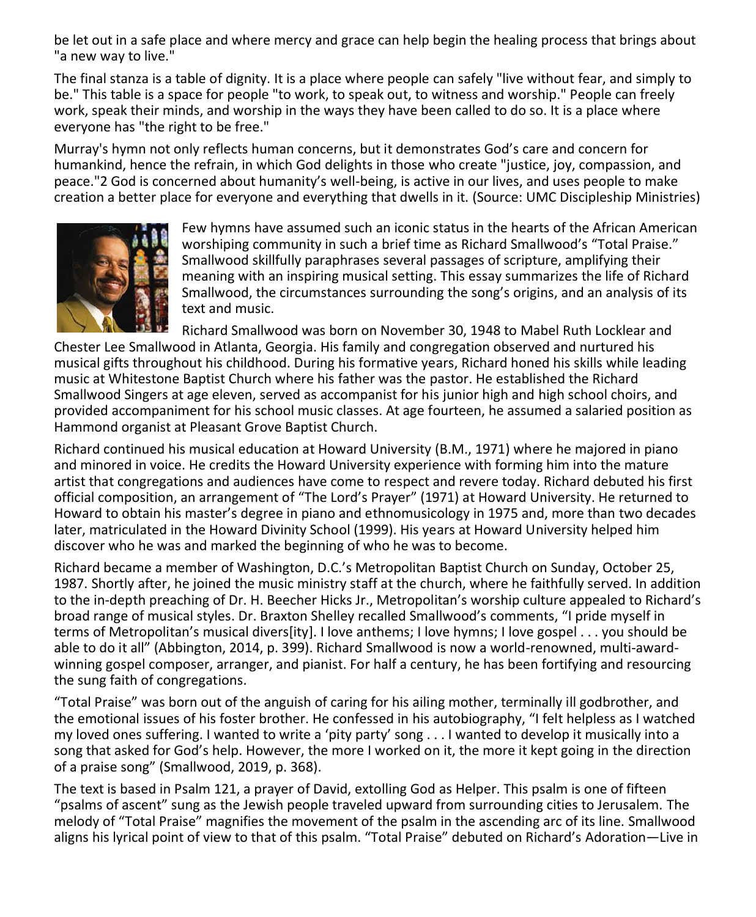be let out in a safe place and where mercy and grace can help begin the healing process that brings about "a new way to live."

The final stanza is a table of dignity. It is a place where people can safely "live without fear, and simply to be." This table is a space for people "to work, to speak out, to witness and worship." People can freely work, speak their minds, and worship in the ways they have been called to do so. It is a place where everyone has "the right to be free."

Murray's hymn not only reflects human concerns, but it demonstrates God's care and concern for humankind, hence the refrain, in which God delights in those who create "justice, joy, compassion, and peace."2 God is concerned about humanity's well-being, is active in our lives, and uses people to make creation a better place for everyone and everything that dwells in it. (Source: UMC Discipleship Ministries)

Few hymns have assumed such an iconic status in the hearts of the African American worshiping community in such a brief time as Richard Smallwood's "Total Praise." Smallwood skillfully paraphrases several passages of scripture, amplifying their meaning with an inspiring musical setting. This essay summarizes the life of Richard Smallwood, the circumstances surrounding the song's origins, and an analysis of its text and music.

Richard Smallwood was born on November 30, 1948 to Mabel Ruth Locklear and Chester Lee Smallwood in Atlanta, Georgia. His family and congregation observed and nurtured his musical gifts throughout his childhood. During his formative years, Richard honed his skills while leading music at Whitestone Baptist Church where his father was the pastor. He established the Richard Smallwood Singers at age eleven, served as accompanist for his junior high and high school choirs, and provided accompaniment for his school music classes. At age fourteen, he assumed a salaried position as Hammond organist at Pleasant Grove Baptist Church.

Richard continued his musical education at Howard University (B.M., 1971) where he majored in piano and minored in voice. He credits the Howard University experience with forming him into the mature artist that congregations and audiences have come to respect and revere today. Richard debuted his first official composition, an arrangement of "The Lord's Prayer" (1971) at Howard University. He returned to Howard to obtain his master's degree in piano and ethnomusicology in 1975 and, more than two decades later, matriculated in the Howard Divinity School (1999). His years at Howard University helped him discover who he was and marked the beginning of who he was to become.

Richard became a member of Washington, D.C.'s Metropolitan Baptist Church on Sunday, October 25, 1987. Shortly after, he joined the music ministry staff at the church, where he faithfully served. In addition to the in-depth preaching of Dr. H. Beecher Hicks Jr., Metropolitan's worship culture appealed to Richard's broad range of musical styles. Dr. Braxton Shelley recalled Smallwood's comments, "I pride myself in terms of Metropolitan's musical divers[ity]. I love anthems; I love hymns; I love gospel . . . you should be able to do it all" (Abbington, 2014, p. 399). Richard Smallwood is now a world-renowned, multi-award-winning gospel composer, arranger, and pianist. For half a century, he has been fortifying and resourcing the sung faith of congregations.

"Total Praise" was born out of the anguish of caring for his ailing mother, terminally ill godbrother, and the emotional issues of his foster brother. He confessed in his autobiography, "I felt helpless as I watched my loved ones suffering. I wanted to write a 'pity party' song . . . I wanted to develop it musically into a song that asked for God's help. However, the more I worked on it, the more it kept going in the direction of a praise song" (Smallwood, 2019, p. 368).

The text is based in Psalm 121, a prayer of David, extolling God as Helper. This psalm is one of fifteen "psalms of ascent" sung as the Jewish people traveled upward from surrounding cities to Jerusalem. The melody of "Total Praise" magnifies the movement of the psalm in the ascending arc of its line. Smallwood aligns his lyrical point of view to that of this psalm. "Total Praise" debuted on Richard's Adoration—Live in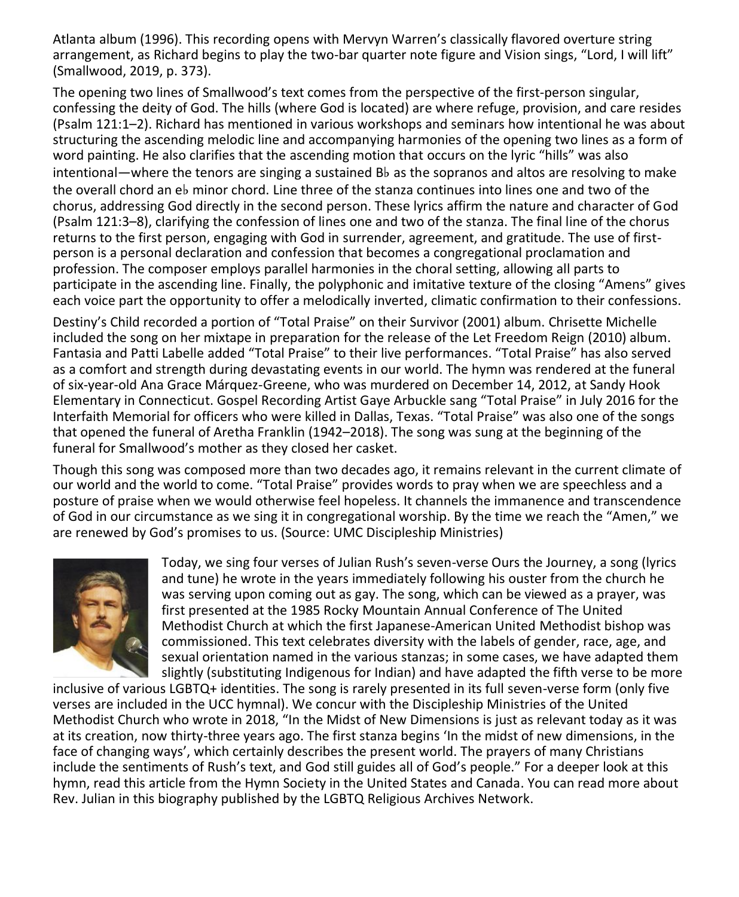Atlanta album (1996). This recording opens with Mervyn Warren's classically flavored overture string arrangement, as Richard begins to play the two-bar quarter note figure and Vision sings, "Lord, I will lift" (Smallwood, 2019, p. 373).

The opening two lines of Smallwood's text comes from the perspective of the first-person singular, confessing the deity of God. The hills (where God is located) are where refuge, provision, and care resides (Psalm 121:1–2). Richard has mentioned in various workshops and seminars how intentional he was about structuring the ascending melodic line and accompanying harmonies of the opening two lines as a form of word painting. He also clarifies that the ascending motion that occurs on the lyric "hills" was also intentional—where the tenors are singing a sustained B♭ as the sopranos and altos are resolving to make the overall chord an e♭ minor chord. Line three of the stanza continues into lines one and two of the chorus, addressing God directly in the second person. These lyrics affirm the nature and character of God (Psalm 121:3–8), clarifying the confession of lines one and two of the stanza. The final line of the chorus returns to the first person, engaging with God in surrender, agreement, and gratitude. The use of first-person is a personal declaration and confession that becomes a congregational proclamation and profession. The composer employs parallel harmonies in the choral setting, allowing all parts to participate in the ascending line. Finally, the polyphonic and imitative texture of the closing "Amens" gives each voice part the opportunity to offer a melodically inverted, climatic confirmation to their confessions.

Destiny's Child recorded a portion of "Total Praise" on their Survivor (2001) album. Chrisette Michelle included the song on her mixtape in preparation for the release of the Let Freedom Reign (2010) album. Fantasia and Patti Labelle added "Total Praise" to their live performances. "Total Praise" has also served as a comfort and strength during devastating events in our world. The hymn was rendered at the funeral of six-year-old Ana Grace Márquez-Greene, who was murdered on December 14, 2012, at Sandy Hook Elementary in Connecticut. Gospel Recording Artist Gaye Arbuckle sang "Total Praise" in July 2016 for the Interfaith Memorial for officers who were killed in Dallas, Texas. "Total Praise" was also one of the songs that opened the funeral of Aretha Franklin (1942–2018). The song was sung at the beginning of the funeral for Smallwood's mother as they closed her casket.

Though this song was composed more than two decades ago, it remains relevant in the current climate of our world and the world to come. "Total Praise" provides words to pray when we are speechless and a posture of praise when we would otherwise feel hopeless. It channels the immanence and transcendence of God in our circumstance as we sing it in congregational worship. By the time we reach the "Amen," we are renewed by God's promises to us. (Source: UMC Discipleship Ministries)

Today, we sing four verses of Julian Rush's seven-verse Ours the Journey, a song (lyrics and tune) he wrote in the years immediately following his ouster from the church he was serving upon coming out as gay. The song, which can be viewed as a prayer, was first presented at the 1985 Rocky Mountain Annual Conference of The United Methodist Church at which the first Japanese-American United Methodist bishop was commissioned. This text celebrates diversity with the labels of gender, race, age, and sexual orientation named in the various stanzas; in some cases, we have adapted them slightly (substituting Indigenous for Indian) and have adapted the fifth verse to be more inclusive of various LGBTQ+ identities. The song is rarely presented in its full seven-verse form (only five verses are included in the UCC hymnal). We concur with the Discipleship Ministries of the United Methodist Church who wrote in 2018, "In the Midst of New Dimensions is just as relevant today as it was at its creation, now thirty-three years ago. The first stanza begins 'In the midst of new dimensions, in the face of changing ways', which certainly describes the present world. The prayers of many Christians include the sentiments of Rush's text, and God still guides all of God's people." For a deeper look at this hymn, read this article from the Hymn Society in the United States and Canada. You can read more about Rev. Julian in this biography published by the LGBTQ Religious Archives Network.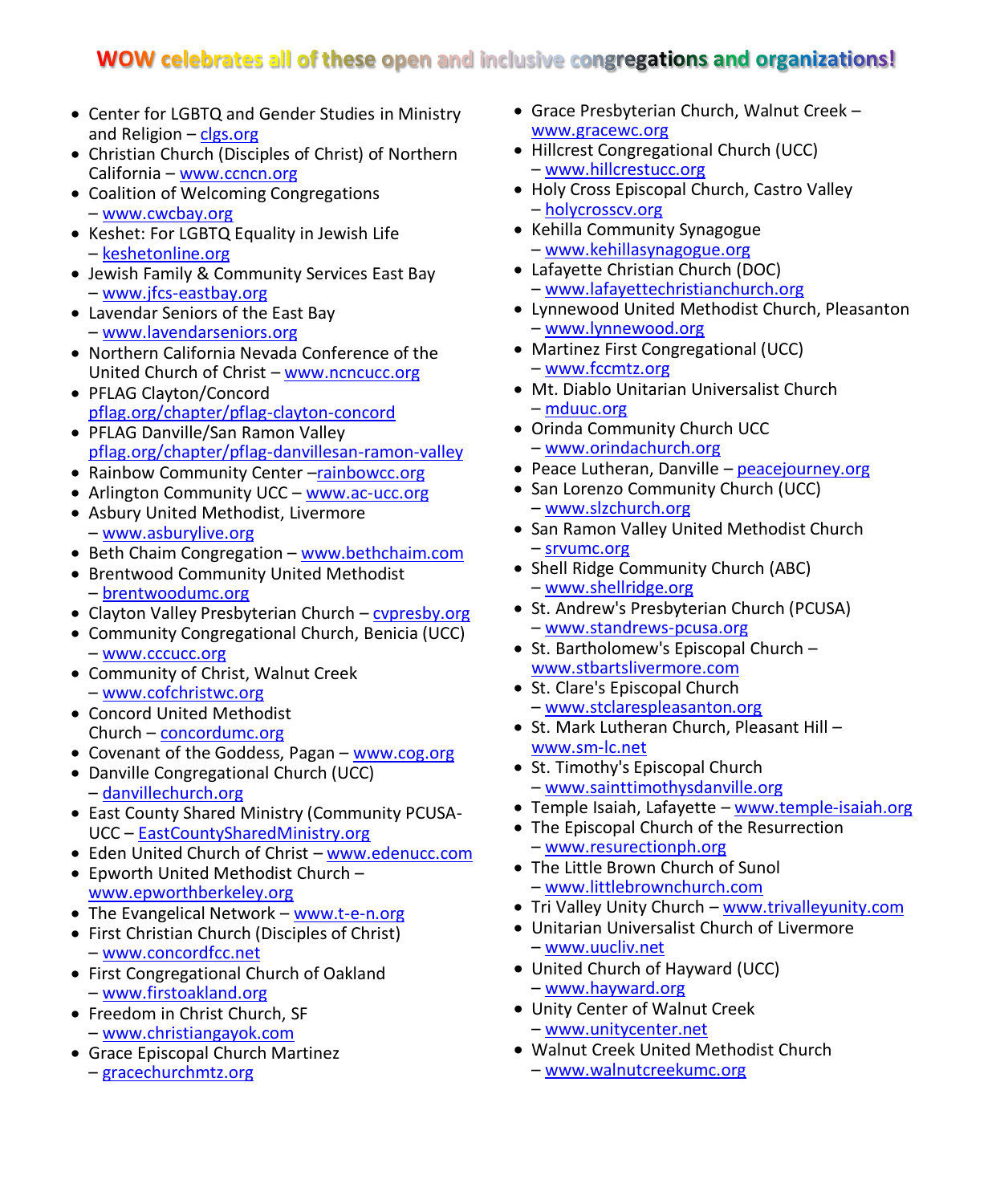# WOW celebrates all of these open and inclusive congregations and organizations!

- Center for LGBTQ and Gender Studies in Ministry and Religion – clgs.org
- Christian Church (Disciples of Christ) of Northern California – www.ccncn.org
- Coalition of Welcoming Congregations – www.cwcbay.org
- Keshet: For LGBTQ Equality in Jewish Life – keshetonline.org
- Jewish Family & Community Services East Bay – www.jfcs-eastbay.org
- Lavendar Seniors of the East Bay – www.lavendarseniors.org
- Northern California Nevada Conference of the United Church of Christ – www.ncncucc.org
- PFLAG Clayton/Concord pflag.org/chapter/pflag-clayton-concord
- PFLAG Danville/San Ramon Valley pflag.org/chapter/pflag-danvillesan-ramon-valley
- Rainbow Community Center –rainbowcc.org
- Arlington Community UCC – www.ac-ucc.org
- Asbury United Methodist, Livermore – www.asburylive.org
- Beth Chaim Congregation – www.bethchaim.com
- Brentwood Community United Methodist – brentwoodumc.org
- Clayton Valley Presbyterian Church – cvpresby.org
- Community Congregational Church, Benicia (UCC) – www.cccucc.org
- Community of Christ, Walnut Creek – www.cofchristwc.org
- Concord United Methodist Church – concordumc.org
- Covenant of the Goddess, Pagan – www.cog.org
- Danville Congregational Church (UCC) – danvillechurch.org
- East County Shared Ministry (Community PCUSA-UCC – EastCountySharedMinistry.org
- Eden United Church of Christ – www.edenucc.com
- Epworth United Methodist Church – www.epworthberkeley.org
- The Evangelical Network – www.t-e-n.org
- First Christian Church (Disciples of Christ) – www.concordfcc.net
- First Congregational Church of Oakland – www.firstoakland.org
- Freedom in Christ Church, SF – www.christiangayok.com
- Grace Episcopal Church Martinez – gracechurchmtz.org
- Grace Presbyterian Church, Walnut Creek – www.gracewc.org
- Hillcrest Congregational Church (UCC) – www.hillcrestucc.org
- Holy Cross Episcopal Church, Castro Valley – holycrosscv.org
- Kehilla Community Synagogue – www.kehillasynagogue.org
- Lafayette Christian Church (DOC) – www.lafayettechristianchurch.org
- Lynnewood United Methodist Church, Pleasanton – www.lynnewood.org
- Martinez First Congregational (UCC) – www.fccmtz.org
- Mt. Diablo Unitarian Universalist Church – mduuc.org
- Orinda Community Church UCC – www.orindachurch.org
- Peace Lutheran, Danville – peacejourney.org
- San Lorenzo Community Church (UCC) – www.slzchurch.org
- San Ramon Valley United Methodist Church – srvumc.org
- Shell Ridge Community Church (ABC) – www.shellridge.org
- St. Andrew's Presbyterian Church (PCUSA) – www.standrews-pcusa.org
- St. Bartholomew's Episcopal Church – www.stbartslivermore.com
- St. Clare's Episcopal Church – www.stclarespleasanton.org
- St. Mark Lutheran Church, Pleasant Hill – www.sm-lc.net
- St. Timothy's Episcopal Church – www.sainttimothysdanville.org
- Temple Isaiah, Lafayette – www.temple-isaiah.org
- The Episcopal Church of the Resurrection – www.resurectionph.org
- The Little Brown Church of Sunol – www.littlebrownchurch.com
- Tri Valley Unity Church – www.trivalleyunity.com
- Unitarian Universalist Church of Livermore – www.uucliv.net
- United Church of Hayward (UCC) – www.hayward.org
- Unity Center of Walnut Creek – www.unitycenter.net
- Walnut Creek United Methodist Church – www.walnutcreekumc.org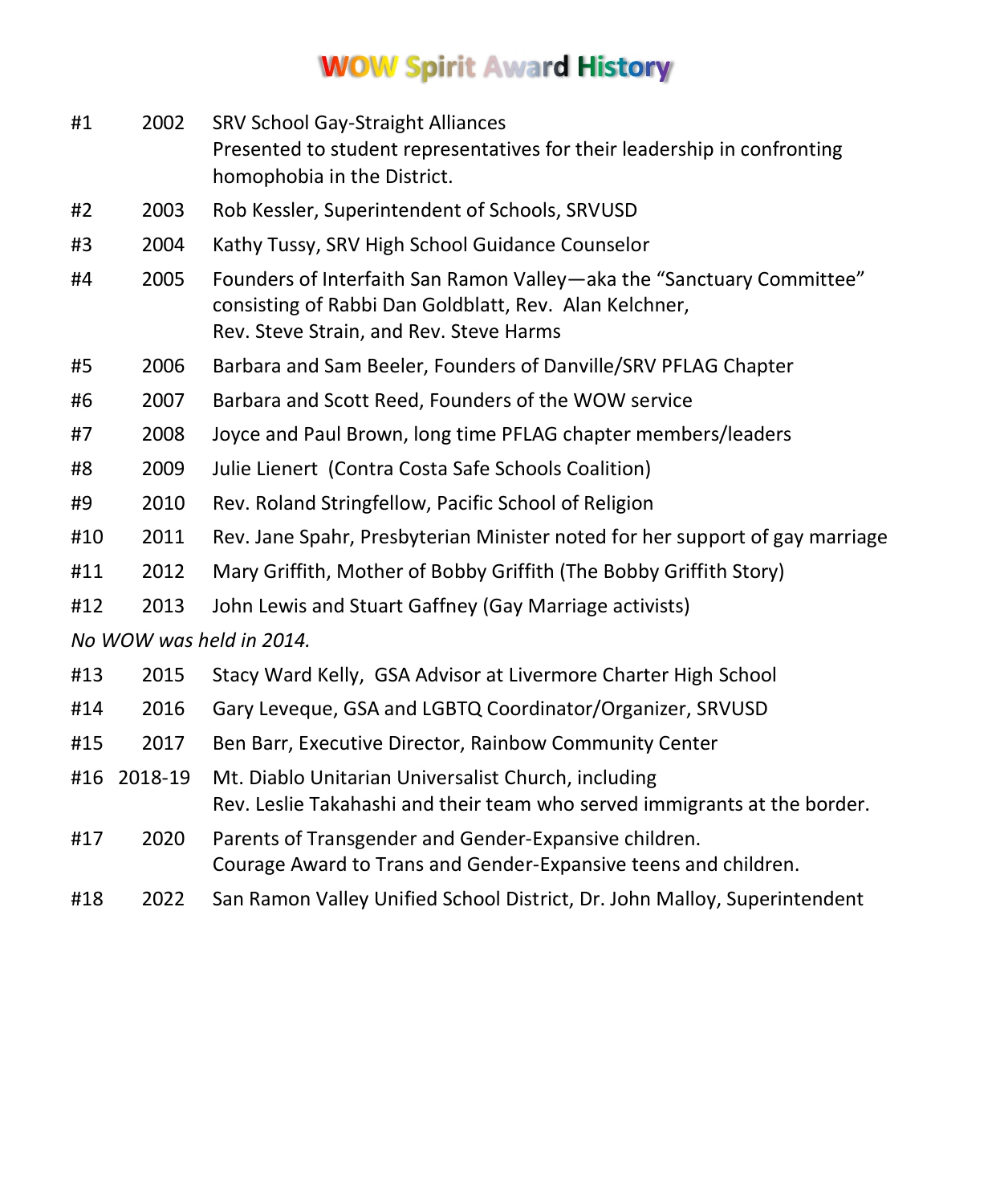# WOW Spirit Award History

| | | |
|---|---|---|
| #1 | 2002 | SRV School Gay-Straight Alliances<br>Presented to student representatives for their leadership in confronting homophobia in the District. |
| #2 | 2003 | Rob Kessler, Superintendent of Schools, SRVUSD |
| #3 | 2004 | Kathy Tussy, SRV High School Guidance Counselor |
| #4 | 2005 | Founders of Interfaith San Ramon Valley—aka the "Sanctuary Committee" consisting of Rabbi Dan Goldblatt, Rev. Alan Kelchner,<br>Rev. Steve Strain, and Rev. Steve Harms |
| #5 | 2006 | Barbara and Sam Beeler, Founders of Danville/SRV PFLAG Chapter |
| #6 | 2007 | Barbara and Scott Reed, Founders of the WOW service |
| #7 | 2008 | Joyce and Paul Brown, long time PFLAG chapter members/leaders |
| #8 | 2009 | Julie Lienert (Contra Costa Safe Schools Coalition) |
| #9 | 2010 | Rev. Roland Stringfellow, Pacific School of Religion |
| #10 | 2011 | Rev. Jane Spahr, Presbyterian Minister noted for her support of gay marriage |
| #11 | 2012 | Mary Griffith, Mother of Bobby Griffith (The Bobby Griffith Story) |
| #12 | 2013 | John Lewis and Stuart Gaffney (Gay Marriage activists) |

*No WOW was held in 2014.*

| | | |
|---|---|---|
| #13 | 2015 | Stacy Ward Kelly, GSA Advisor at Livermore Charter High School |
| #14 | 2016 | Gary Leveque, GSA and LGBTQ Coordinator/Organizer, SRVUSD |
| #15 | 2017 | Ben Barr, Executive Director, Rainbow Community Center |
| #16 | 2018-19 | Mt. Diablo Unitarian Universalist Church, including<br>Rev. Leslie Takahashi and their team who served immigrants at the border. |
| #17 | 2020 | Parents of Transgender and Gender-Expansive children.<br>Courage Award to Trans and Gender-Expansive teens and children. |
| #18 | 2022 | San Ramon Valley Unified School District, Dr. John Malloy, Superintendent |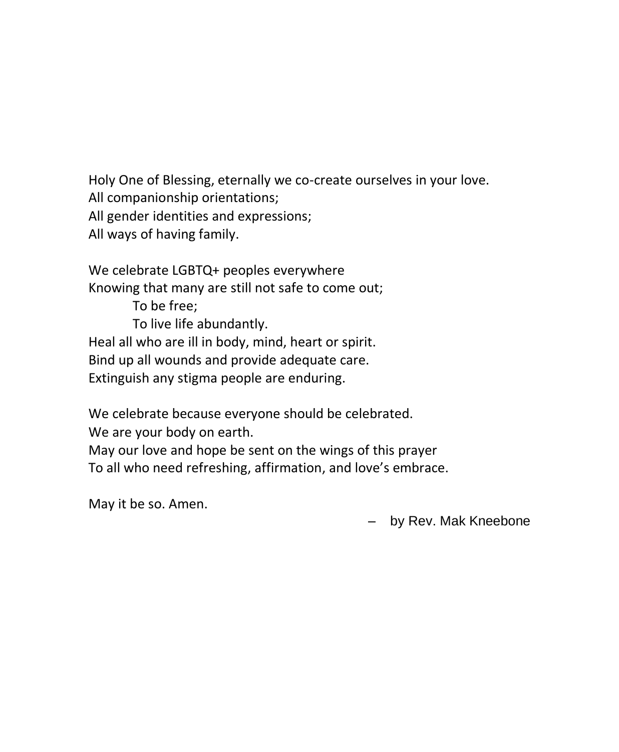Holy One of Blessing, eternally we co-create ourselves in your love.
All companionship orientations;
All gender identities and expressions;
All ways of having family.

We celebrate LGBTQ+ peoples everywhere
Knowing that many are still not safe to come out;
    To be free;
    To live life abundantly.
Heal all who are ill in body, mind, heart or spirit.
Bind up all wounds and provide adequate care.
Extinguish any stigma people are enduring.

We celebrate because everyone should be celebrated.
We are your body on earth.
May our love and hope be sent on the wings of this prayer
To all who need refreshing, affirmation, and love's embrace.

May it be so. Amen.

– by Rev. Mak Kneebone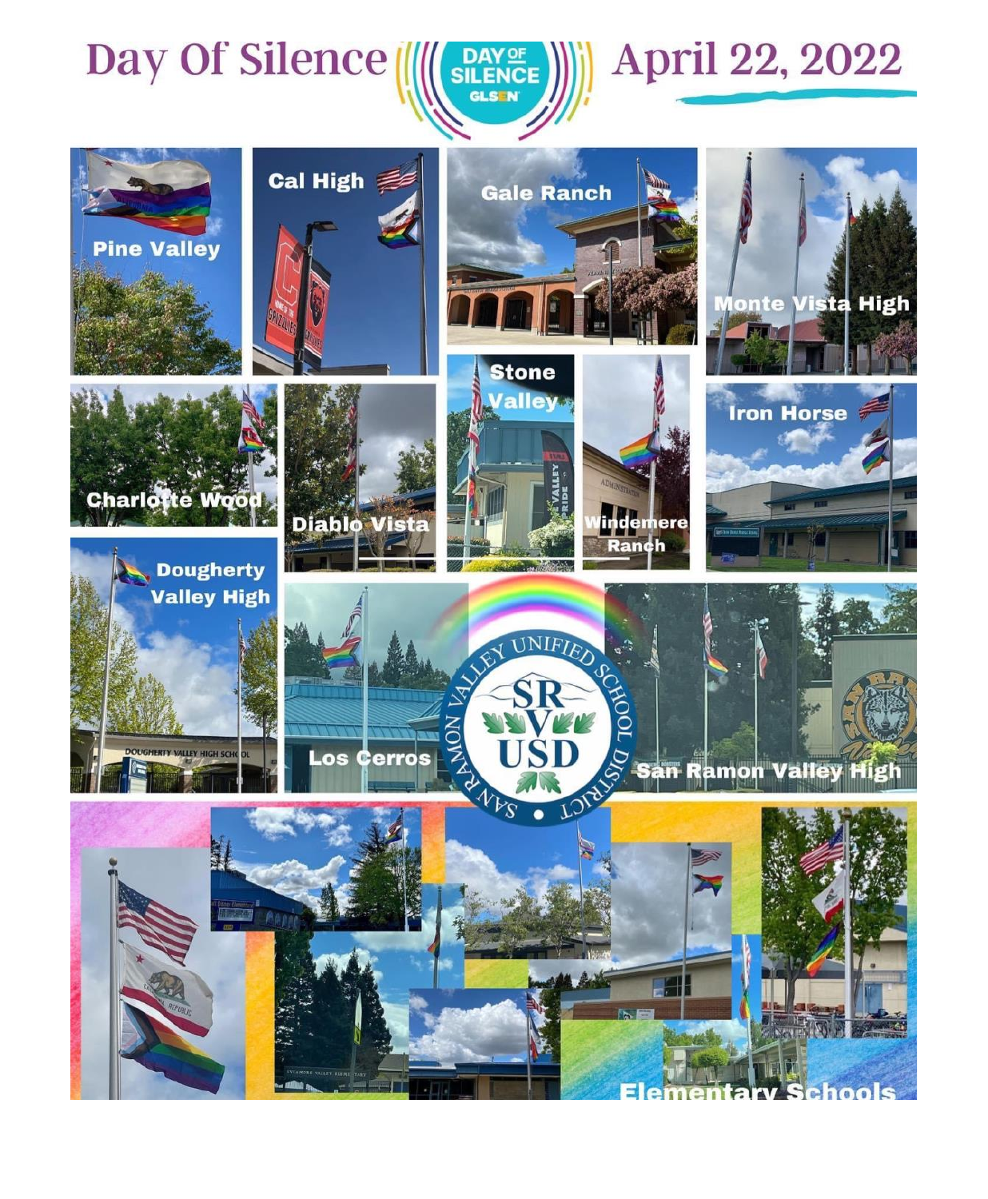# Day Of Silence April 22, 2022

DAY OF SILENCE GLSEN

Pine Valley

Cal High

Gale Ranch

Monte Vista High

Charlotte Wood

Diablo Vista

Stone Valley

Windemere Ranch

Iron Horse

Dougherty Valley High

Los Cerros

SAN RAMON VALLEY UNIFIED SCHOOL DISTRICT SRVUSD

San Ramon Valley High

Elementary Schools